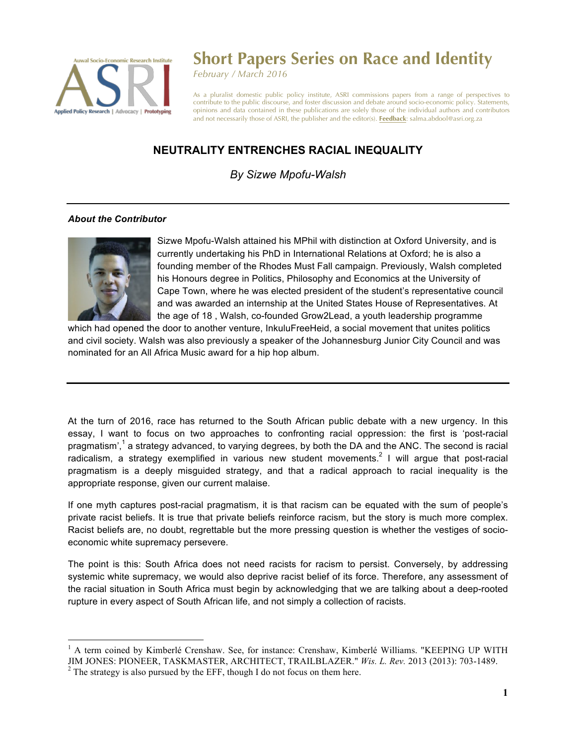# Short Papers Series on Race and Identity

*February / March 2016*

As a pluralist domestic public policy institute, ASRI commissions papers from a range of perspectives to contribute to the public discourse, and foster discussion and debate around socio-economic policy. Statements, opinions and data contained in these publications are solely those of the individual authors and contributors and not necessarily those of ASRI, the publisher and the editor(s). **Feedback**: salma.abdool@asri.org.za

## NEUTRALITY ENTRENCHES RACIAL INEQUALITY

*By Sizwe Mpofu-Walsh*

---

***About the Contributor***

Sizwe Mpofu-Walsh attained his MPhil with distinction at Oxford University, and is currently undertaking his PhD in International Relations at Oxford; he is also a founding member of the Rhodes Must Fall campaign. Previously, Walsh completed his Honours degree in Politics, Philosophy and Economics at the University of Cape Town, where he was elected president of the student's representative council and was awarded an internship at the United States House of Representatives. At the age of 18 , Walsh, co-founded Grow2Lead, a youth leadership programme which had opened the door to another venture, InkuluFreeHeid, a social movement that unites politics and civil society. Walsh was also previously a speaker of the Johannesburg Junior City Council and was nominated for an All Africa Music award for a hip hop album.

---

At the turn of 2016, race has returned to the South African public debate with a new urgency. In this essay, I want to focus on two approaches to confronting racial oppression: the first is 'post-racial pragmatism',[1] a strategy advanced, to varying degrees, by both the DA and the ANC. The second is racial radicalism, a strategy exemplified in various new student movements.[2] I will argue that post-racial pragmatism is a deeply misguided strategy, and that a radical approach to racial inequality is the appropriate response, given our current malaise.

If one myth captures post-racial pragmatism, it is that racism can be equated with the sum of people's private racist beliefs. It is true that private beliefs reinforce racism, but the story is much more complex. Racist beliefs are, no doubt, regrettable but the more pressing question is whether the vestiges of socio-economic white supremacy persevere.

The point is this: South Africa does not need racists for racism to persist. Conversely, by addressing systemic white supremacy, we would also deprive racist belief of its force. Therefore, any assessment of the racial situation in South Africa must begin by acknowledging that we are talking about a deep-rooted rupture in every aspect of South African life, and not simply a collection of racists.

---

[1] A term coined by Kimberlé Crenshaw. See, for instance: Crenshaw, Kimberlé Williams. "KEEPING UP WITH JIM JONES: PIONEER, TASKMASTER, ARCHITECT, TRAILBLAZER." *Wis. L. Rev.* 2013 (2013): 703-1489.

[2] The strategy is also pursued by the EFF, though I do not focus on them here.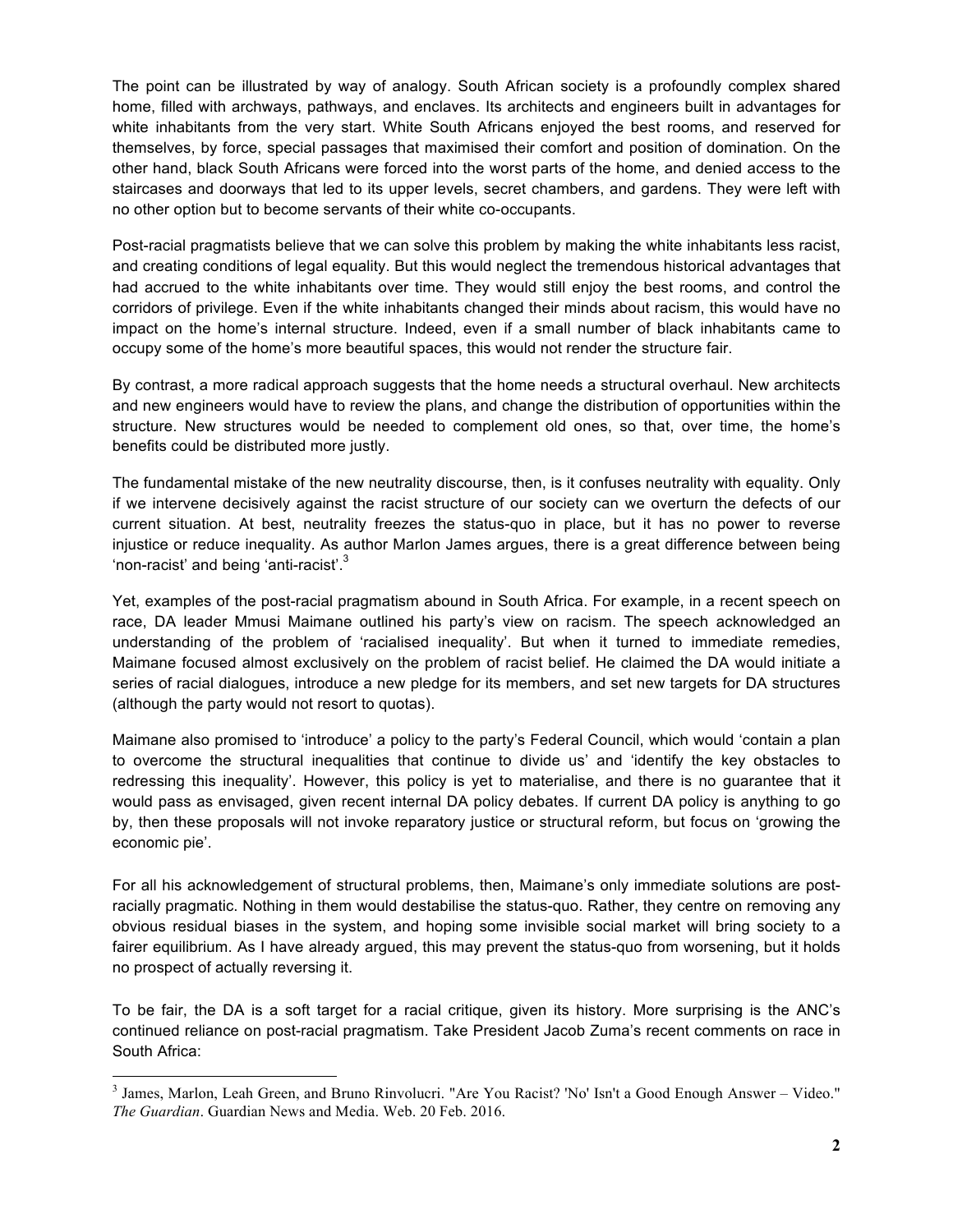The point can be illustrated by way of analogy. South African society is a profoundly complex shared home, filled with archways, pathways, and enclaves. Its architects and engineers built in advantages for white inhabitants from the very start. White South Africans enjoyed the best rooms, and reserved for themselves, by force, special passages that maximised their comfort and position of domination. On the other hand, black South Africans were forced into the worst parts of the home, and denied access to the staircases and doorways that led to its upper levels, secret chambers, and gardens. They were left with no other option but to become servants of their white co-occupants.

Post-racial pragmatists believe that we can solve this problem by making the white inhabitants less racist, and creating conditions of legal equality. But this would neglect the tremendous historical advantages that had accrued to the white inhabitants over time. They would still enjoy the best rooms, and control the corridors of privilege. Even if the white inhabitants changed their minds about racism, this would have no impact on the home's internal structure. Indeed, even if a small number of black inhabitants came to occupy some of the home's more beautiful spaces, this would not render the structure fair.

By contrast, a more radical approach suggests that the home needs a structural overhaul. New architects and new engineers would have to review the plans, and change the distribution of opportunities within the structure. New structures would be needed to complement old ones, so that, over time, the home's benefits could be distributed more justly.

The fundamental mistake of the new neutrality discourse, then, is it confuses neutrality with equality. Only if we intervene decisively against the racist structure of our society can we overturn the defects of our current situation. At best, neutrality freezes the status-quo in place, but it has no power to reverse injustice or reduce inequality. As author Marlon James argues, there is a great difference between being 'non-racist' and being 'anti-racist'.[3]

Yet, examples of the post-racial pragmatism abound in South Africa. For example, in a recent speech on race, DA leader Mmusi Maimane outlined his party's view on racism. The speech acknowledged an understanding of the problem of 'racialised inequality'. But when it turned to immediate remedies, Maimane focused almost exclusively on the problem of racist belief. He claimed the DA would initiate a series of racial dialogues, introduce a new pledge for its members, and set new targets for DA structures (although the party would not resort to quotas).

Maimane also promised to 'introduce' a policy to the party's Federal Council, which would 'contain a plan to overcome the structural inequalities that continue to divide us' and 'identify the key obstacles to redressing this inequality'. However, this policy is yet to materialise, and there is no guarantee that it would pass as envisaged, given recent internal DA policy debates. If current DA policy is anything to go by, then these proposals will not invoke reparatory justice or structural reform, but focus on 'growing the economic pie'.

For all his acknowledgement of structural problems, then, Maimane's only immediate solutions are post-racially pragmatic. Nothing in them would destabilise the status-quo. Rather, they centre on removing any obvious residual biases in the system, and hoping some invisible social market will bring society to a fairer equilibrium. As I have already argued, this may prevent the status-quo from worsening, but it holds no prospect of actually reversing it.

To be fair, the DA is a soft target for a racial critique, given its history. More surprising is the ANC's continued reliance on post-racial pragmatism. Take President Jacob Zuma's recent comments on race in South Africa:

---

[3] James, Marlon, Leah Green, and Bruno Rinvolucri. "Are You Racist? 'No' Isn't a Good Enough Answer – Video." *The Guardian*. Guardian News and Media. Web. 20 Feb. 2016.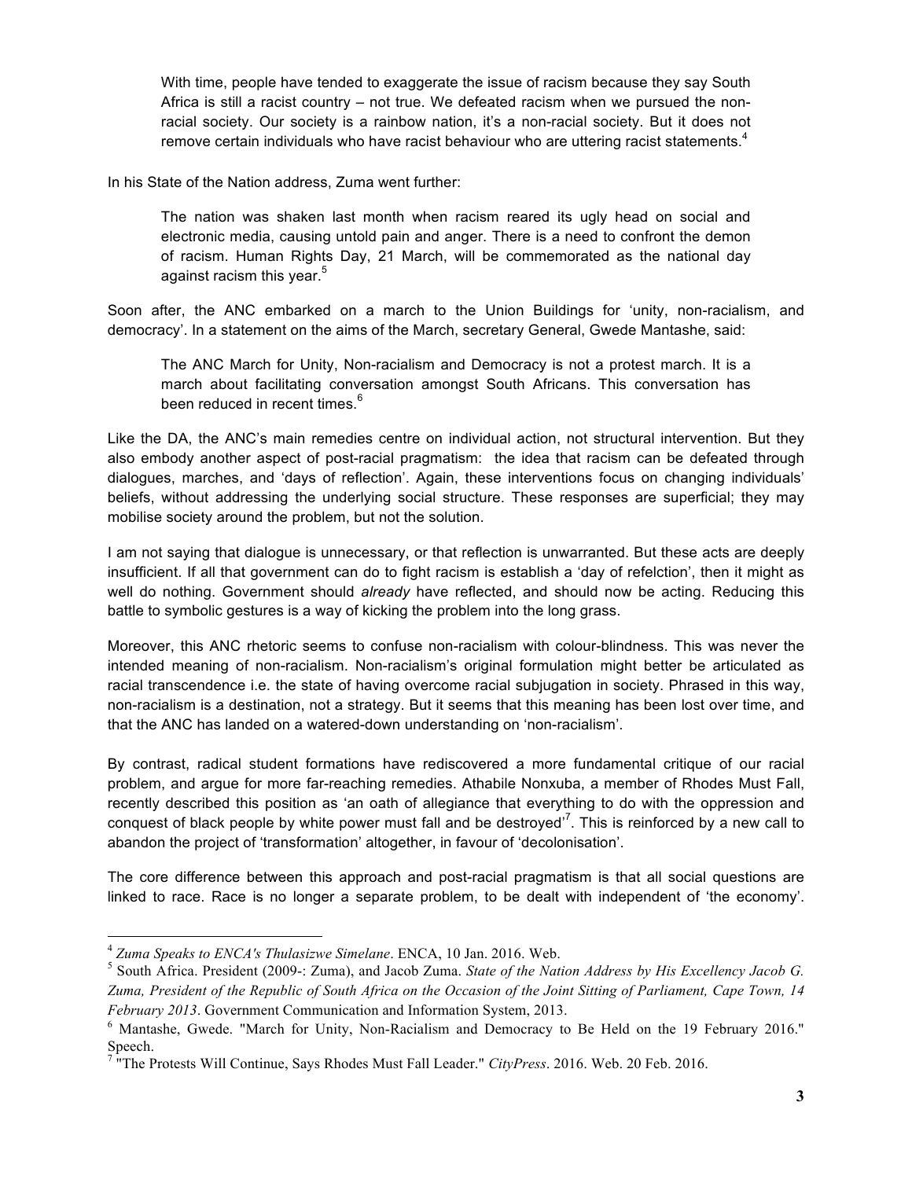> With time, people have tended to exaggerate the issue of racism because they say South Africa is still a racist country – not true. We defeated racism when we pursued the non-racial society. Our society is a rainbow nation, it's a non-racial society. But it does not remove certain individuals who have racist behaviour who are uttering racist statements.[4]

In his State of the Nation address, Zuma went further:

> The nation was shaken last month when racism reared its ugly head on social and electronic media, causing untold pain and anger. There is a need to confront the demon of racism. Human Rights Day, 21 March, will be commemorated as the national day against racism this year.[5]

Soon after, the ANC embarked on a march to the Union Buildings for 'unity, non-racialism, and democracy'. In a statement on the aims of the March, secretary General, Gwede Mantashe, said:

> The ANC March for Unity, Non-racialism and Democracy is not a protest march. It is a march about facilitating conversation amongst South Africans. This conversation has been reduced in recent times.[6]

Like the DA, the ANC's main remedies centre on individual action, not structural intervention. But they also embody another aspect of post-racial pragmatism: the idea that racism can be defeated through dialogues, marches, and 'days of reflection'. Again, these interventions focus on changing individuals' beliefs, without addressing the underlying social structure. These responses are superficial; they may mobilise society around the problem, but not the solution.

I am not saying that dialogue is unnecessary, or that reflection is unwarranted. But these acts are deeply insufficient. If all that government can do to fight racism is establish a 'day of refelction', then it might as well do nothing. Government should *already* have reflected, and should now be acting. Reducing this battle to symbolic gestures is a way of kicking the problem into the long grass.

Moreover, this ANC rhetoric seems to confuse non-racialism with colour-blindness. This was never the intended meaning of non-racialism. Non-racialism's original formulation might better be articulated as racial transcendence i.e. the state of having overcome racial subjugation in society. Phrased in this way, non-racialism is a destination, not a strategy. But it seems that this meaning has been lost over time, and that the ANC has landed on a watered-down understanding on 'non-racialism'.

By contrast, radical student formations have rediscovered a more fundamental critique of our racial problem, and argue for more far-reaching remedies. Athabile Nonxuba, a member of Rhodes Must Fall, recently described this position as 'an oath of allegiance that everything to do with the oppression and conquest of black people by white power must fall and be destroyed'[7]. This is reinforced by a new call to abandon the project of 'transformation' altogether, in favour of 'decolonisation'.

The core difference between this approach and post-racial pragmatism is that all social questions are linked to race. Race is no longer a separate problem, to be dealt with independent of 'the economy'.

---

[4] *Zuma Speaks to ENCA's Thulasizwe Simelane*. ENCA, 10 Jan. 2016. Web.

[5] South Africa. President (2009-: Zuma), and Jacob Zuma. *State of the Nation Address by His Excellency Jacob G. Zuma, President of the Republic of South Africa on the Occasion of the Joint Sitting of Parliament, Cape Town, 14 February 2013*. Government Communication and Information System, 2013.

[6] Mantashe, Gwede. "March for Unity, Non-Racialism and Democracy to Be Held on the 19 February 2016." Speech.

[7] "The Protests Will Continue, Says Rhodes Must Fall Leader." *CityPress*. 2016. Web. 20 Feb. 2016.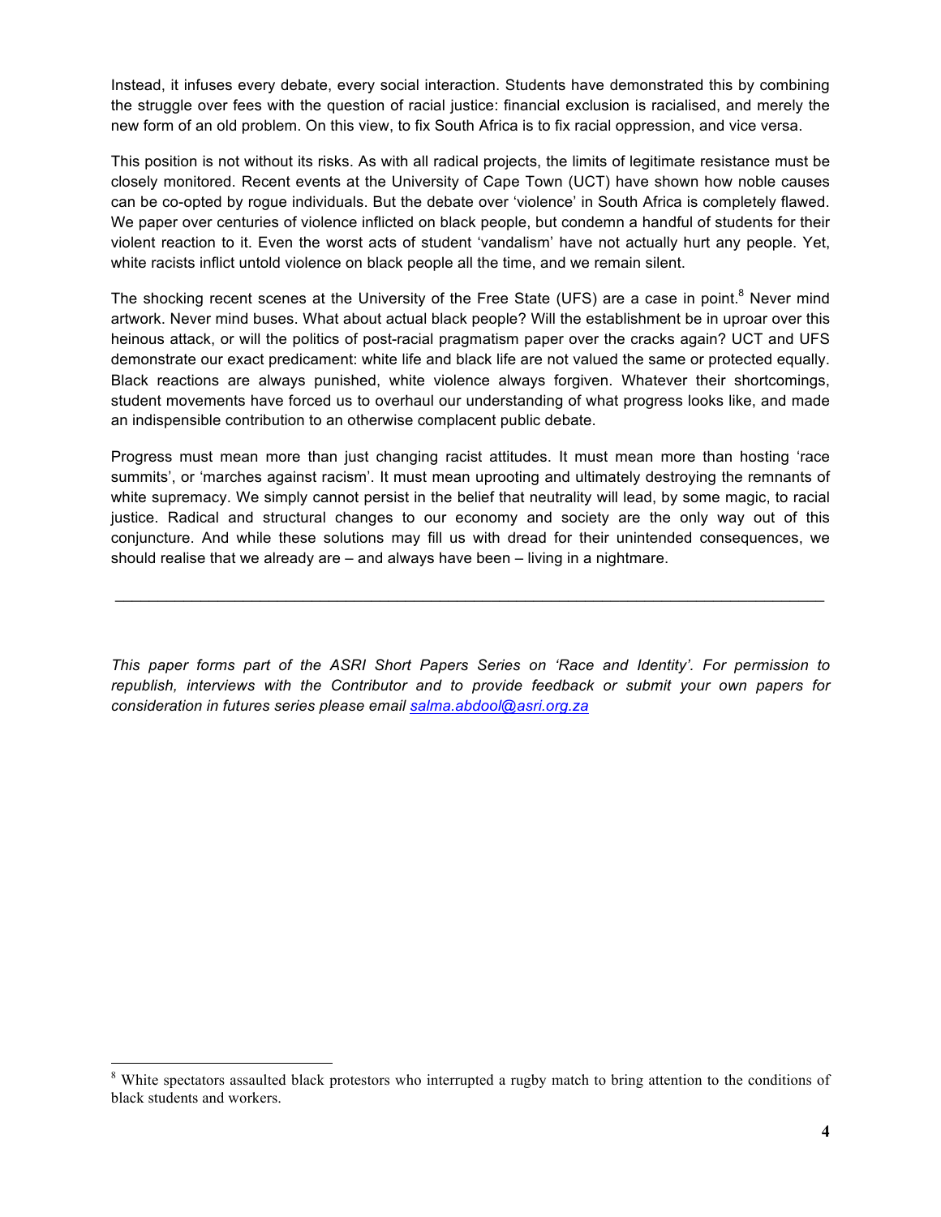Instead, it infuses every debate, every social interaction. Students have demonstrated this by combining the struggle over fees with the question of racial justice: financial exclusion is racialised, and merely the new form of an old problem. On this view, to fix South Africa is to fix racial oppression, and vice versa.

This position is not without its risks. As with all radical projects, the limits of legitimate resistance must be closely monitored. Recent events at the University of Cape Town (UCT) have shown how noble causes can be co-opted by rogue individuals. But the debate over 'violence' in South Africa is completely flawed. We paper over centuries of violence inflicted on black people, but condemn a handful of students for their violent reaction to it. Even the worst acts of student 'vandalism' have not actually hurt any people. Yet, white racists inflict untold violence on black people all the time, and we remain silent.

The shocking recent scenes at the University of the Free State (UFS) are a case in point.[8] Never mind artwork. Never mind buses. What about actual black people? Will the establishment be in uproar over this heinous attack, or will the politics of post-racial pragmatism paper over the cracks again? UCT and UFS demonstrate our exact predicament: white life and black life are not valued the same or protected equally. Black reactions are always punished, white violence always forgiven. Whatever their shortcomings, student movements have forced us to overhaul our understanding of what progress looks like, and made an indispensible contribution to an otherwise complacent public debate.

Progress must mean more than just changing racist attitudes. It must mean more than hosting 'race summits', or 'marches against racism'. It must mean uprooting and ultimately destroying the remnants of white supremacy. We simply cannot persist in the belief that neutrality will lead, by some magic, to racial justice. Radical and structural changes to our economy and society are the only way out of this conjuncture. And while these solutions may fill us with dread for their unintended consequences, we should realise that we already are – and always have been – living in a nightmare.

---

*This paper forms part of the ASRI Short Papers Series on 'Race and Identity'. For permission to republish, interviews with the Contributor and to provide feedback or submit your own papers for consideration in futures series please email [salma.abdool@asri.org.za](mailto:salma.abdool@asri.org.za)*

[8] White spectators assaulted black protestors who interrupted a rugby match to bring attention to the conditions of black students and workers.